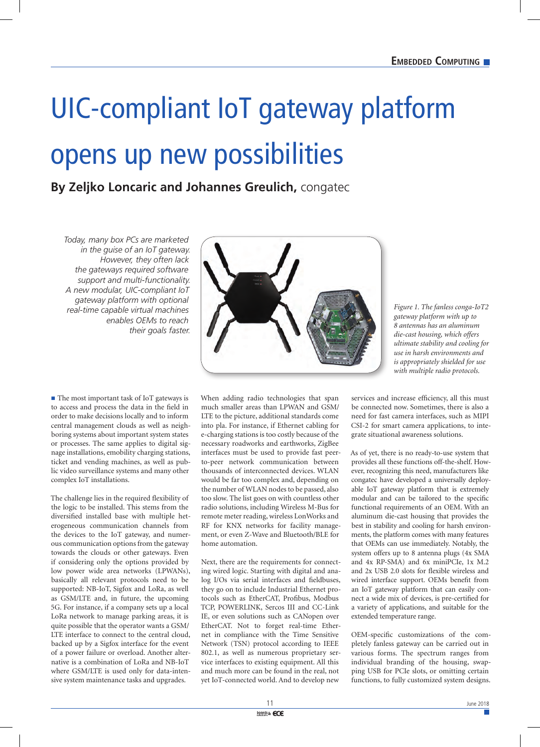# UIC-compliant IoT gateway platform opens up new possibilities

**By Zeljko Loncaric and Johannes Greulich,** congatec

*Today, many box PCs are marketed in the guise of an IoT gateway. However, they often lack the gateways required software support and multi-functionality. A new modular, UIC-compliant IoT gateway platform with optional real-time capable virtual machines enables OEMs to reach their goals faster.*

*Figure 1. The fanless conga-IoT2 gateway platform with up to 8 antennas has an aluminum die-cast housing, which offers ultimate stability and cooling for use in harsh environments and is appropriately shielded for use with multiple radio protocols.*

The most important task of IoT gateways is to access and process the data in the field in order to make decisions locally and to inform central management clouds as well as neighboring systems about important system states or processes. The same applies to digital signage installations, emobility charging stations, ticket and vending machines, as well as public video surveillance systems and many other complex IoT installations.

The challenge lies in the required flexibility of the logic to be installed. This stems from the diversified installed base with multiple heterogeneous communication channels from the devices to the IoT gateway, and numerous communication options from the gateway towards the clouds or other gateways. Even if considering only the options provided by low power wide area networks (LPWANs), basically all relevant protocols need to be supported: NB-IoT, Sigfox and LoRa, as well as GSM/LTE and, in future, the upcoming 5G. For instance, if a company sets up a local LoRa network to manage parking areas, it is quite possible that the operator wants a GSM/LTE interface to connect to the central cloud, backed up by a Sigfox interface for the event of a power failure or overload. Another alternative is a combination of LoRa and NB-IoT where GSM/LTE is used only for data-intensive system maintenance tasks and upgrades.

When adding radio technologies that span much smaller areas than LPWAN and GSM/LTE to the picture, additional standards come into pla. For instance, if Ethernet cabling for e-charging stations is too costly because of the necessary roadworks and earthworks, ZigBee interfaces must be used to provide fast peer-to-peer network communication between thousands of interconnected devices. WLAN would be far too complex and, depending on the number of WLAN nodes to be passed, also too slow. The list goes on with countless other radio solutions, including Wireless M-Bus for remote meter reading, wireless LonWorks and RF for KNX networks for facility management, or even Z-Wave and Bluetooth/BLE for home automation.

Next, there are the requirements for connecting wired logic. Starting with digital and analog I/Os via serial interfaces and fieldbuses, they go on to include Industrial Ethernet protocols such as EtherCAT, Profibus, Modbus TCP, POWERLINK, Sercos III and CC-Link IE, or even solutions such as CANopen over EtherCAT. Not to forget real-time Ethernet in compliance with the Time Sensitive Network (TSN) protocol according to IEEE 802.1, as well as numerous proprietary service interfaces to existing equipment. All this and much more can be found in the real, not yet IoT-connected world. And to develop new services and increase efficiency, all this must be connected now. Sometimes, there is also a need for fast camera interfaces, such as MIPI CSI-2 for smart camera applications, to integrate situational awareness solutions.

As of yet, there is no ready-to-use system that provides all these functions off-the-shelf. However, recognizing this need, manufacturers like congatec have developed a universally deployable IoT gateway platform that is extremely modular and can be tailored to the specific functional requirements of an OEM. With an aluminum die-cast housing that provides the best in stability and cooling for harsh environments, the platform comes with many features that OEMs can use immediately. Notably, the system offers up to 8 antenna plugs (4x SMA and 4x RP-SMA) and 6x miniPCIe, 1x M.2 and 2x USB 2.0 slots for flexible wireless and wired interface support. OEMs benefit from an IoT gateway platform that can easily connect a wide mix of devices, is pre-certified for a variety of applications, and suitable for the extended temperature range.

OEM-specific customizations of the completely fanless gateway can be carried out in various forms. The spectrum ranges from individual branding of the housing, swapping USB for PCIe slots, or omitting certain functions, to fully customized system designs.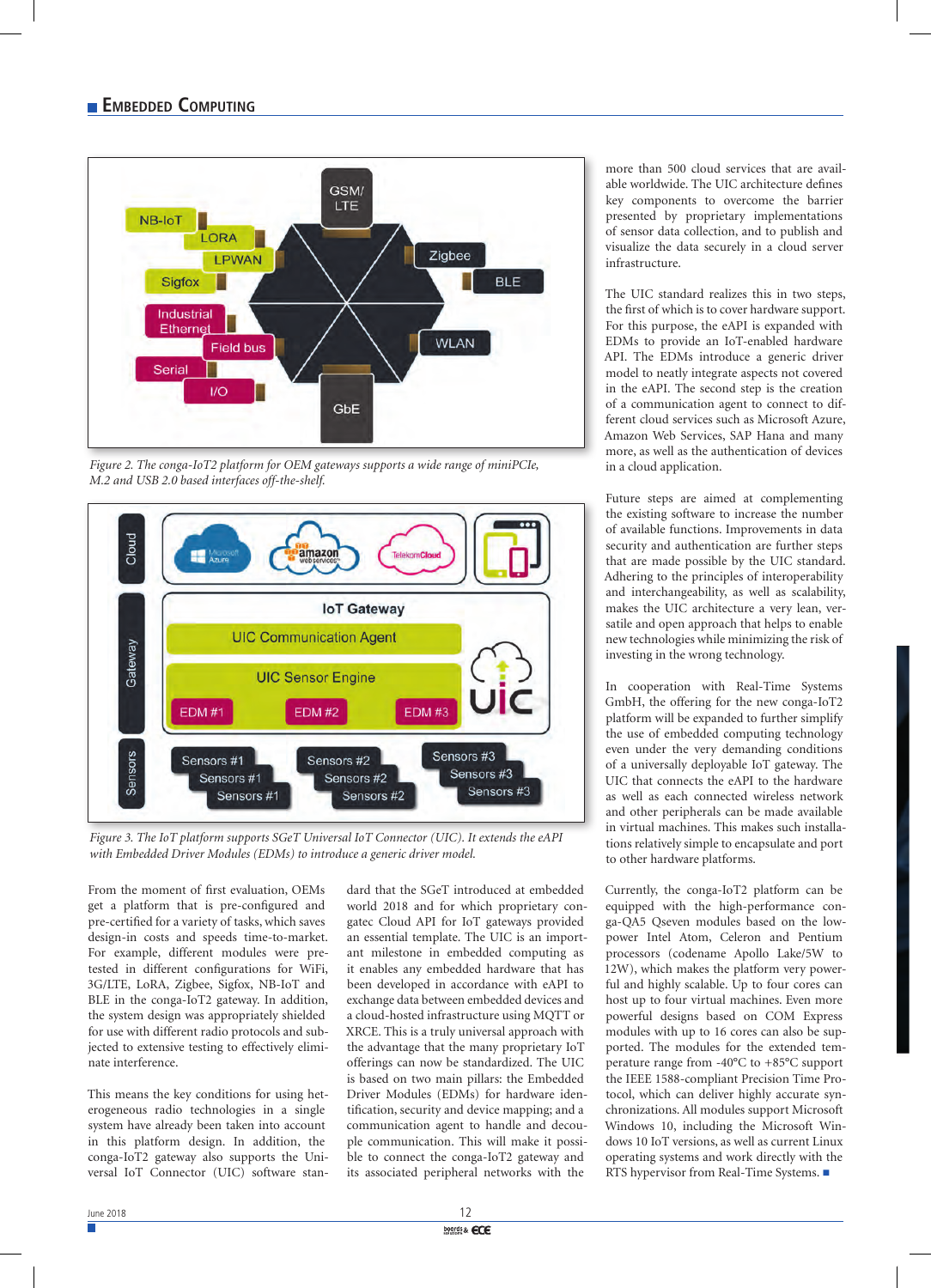Figure 2. The conga-IoT2 platform for OEM gateways supports a wide range of miniPCIe, M.2 and USB 2.0 based interfaces off-the-shelf.

Figure 3. The IoT platform supports SGeT Universal IoT Connector (UIC). It extends the eAPI with Embedded Driver Modules (EDMs) to introduce a generic driver model.

From the moment of first evaluation, OEMs get a platform that is pre-configured and pre-certified for a variety of tasks, which saves design-in costs and speeds time-to-market. For example, different modules were pre-tested in different configurations for WiFi, 3G/LTE, LoRA, Zigbee, Sigfox, NB-IoT and BLE in the conga-IoT2 gateway. In addition, the system design was appropriately shielded for use with different radio protocols and subjected to extensive testing to effectively eliminate interference.

This means the key conditions for using heterogeneous radio technologies in a single system have already been taken into account in this platform design. In addition, the conga-IoT2 gateway also supports the Universal IoT Connector (UIC) software standard that the SGeT introduced at embedded world 2018 and for which proprietary congatec Cloud API for IoT gateways provided an essential template. The UIC is an important milestone in embedded computing as it enables any embedded hardware that has been developed in accordance with eAPI to exchange data between embedded devices and a cloud-hosted infrastructure using MQTT or XRCE. This is a truly universal approach with the advantage that the many proprietary IoT offerings can now be standardized. The UIC is based on two main pillars: the Embedded Driver Modules (EDMs) for hardware identification, security and device mapping; and a communication agent to handle and decouple communication. This will make it possible to connect the conga-IoT2 gateway and its associated peripheral networks with the more than 500 cloud services that are available worldwide. The UIC architecture defines key components to overcome the barrier presented by proprietary implementations of sensor data collection, and to publish and visualize the data securely in a cloud server infrastructure.

The UIC standard realizes this in two steps, the first of which is to cover hardware support. For this purpose, the eAPI is expanded with EDMs to provide an IoT-enabled hardware API. The EDMs introduce a generic driver model to neatly integrate aspects not covered in the eAPI. The second step is the creation of a communication agent to connect to different cloud services such as Microsoft Azure, Amazon Web Services, SAP Hana and many more, as well as the authentication of devices in a cloud application.

Future steps are aimed at complementing the existing software to increase the number of available functions. Improvements in data security and authentication are further steps that are made possible by the UIC standard. Adhering to the principles of interoperability and interchangeability, as well as scalability, makes the UIC architecture a very lean, versatile and open approach that helps to enable new technologies while minimizing the risk of investing in the wrong technology.

In cooperation with Real-Time Systems GmbH, the offering for the new conga-IoT2 platform will be expanded to further simplify the use of embedded computing technology even under the very demanding conditions of a universally deployable IoT gateway. The UIC that connects the eAPI to the hardware as well as each connected wireless network and other peripherals can be made available in virtual machines. This makes such installations relatively simple to encapsulate and port to other hardware platforms.

Currently, the conga-IoT2 platform can be equipped with the high-performance conga-QA5 Qseven modules based on the low-power Intel Atom, Celeron and Pentium processors (codename Apollo Lake/5W to 12W), which makes the platform very powerful and highly scalable. Up to four cores can host up to four virtual machines. Even more powerful designs based on COM Express modules with up to 16 cores can also be supported. The modules for the extended temperature range from -40°C to +85°C support the IEEE 1588-compliant Precision Time Protocol, which can deliver highly accurate synchronizations. All modules support Microsoft Windows 10, including the Microsoft Windows 10 IoT versions, as well as current Linux operating systems and work directly with the RTS hypervisor from Real-Time Systems. ■